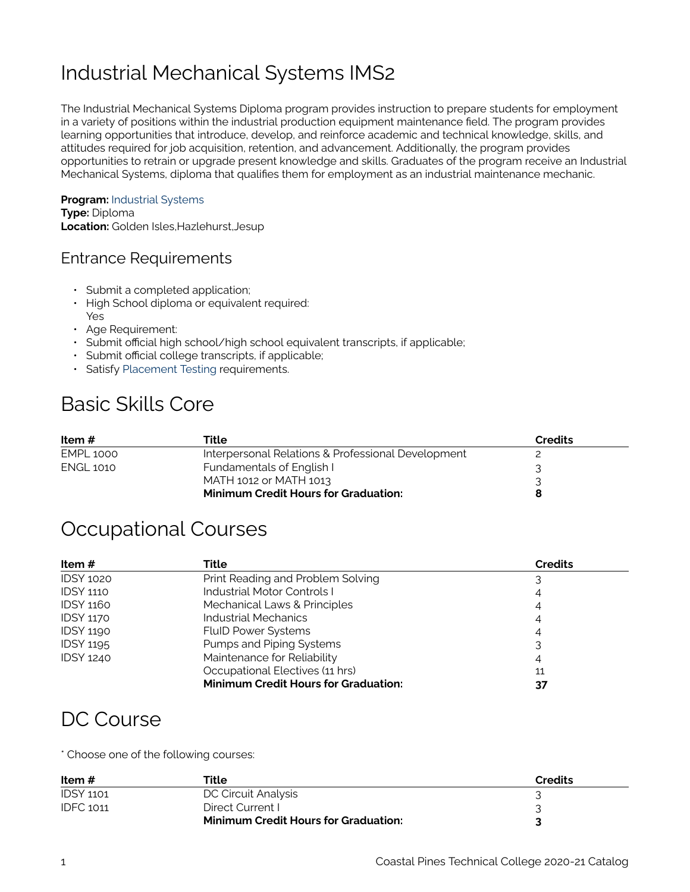# Industrial Mechanical Systems IMS2

The Industrial Mechanical Systems Diploma program provides instruction to prepare students for employment in a variety of positions within the industrial production equipment maintenance field. The program provides learning opportunities that introduce, develop, and reinforce academic and technical knowledge, skills, and attitudes required for job acquisition, retention, and advancement. Additionally, the program provides opportunities to retrain or upgrade present knowledge and skills. Graduates of the program receive an Industrial Mechanical Systems, diploma that qualifies them for employment as an industrial maintenance mechanic.

**Program:** Industrial Systems
**Type:** Diploma
**Location:** Golden Isles,Hazlehurst,Jesup

## Entrance Requirements

- Submit a completed application;
- High School diploma or equivalent required: Yes
- Age Requirement:
- Submit official high school/high school equivalent transcripts, if applicable;
- Submit official college transcripts, if applicable;
- Satisfy Placement Testing requirements.

# Basic Skills Core

| Item # | Title | Credits |
| --- | --- | --- |
| EMPL 1000 | Interpersonal Relations & Professional Development | 2 |
| ENGL 1010 | Fundamentals of English I | 3 |
| | MATH 1012 or MATH 1013 | 3 |
| | **Minimum Credit Hours for Graduation:** | **8** |

# Occupational Courses

| Item # | Title | Credits |
| --- | --- | --- |
| IDSY 1020 | Print Reading and Problem Solving | 3 |
| IDSY 1110 | Industrial Motor Controls I | 4 |
| IDSY 1160 | Mechanical Laws & Principles | 4 |
| IDSY 1170 | Industrial Mechanics | 4 |
| IDSY 1190 | FluID Power Systems | 4 |
| IDSY 1195 | Pumps and Piping Systems | 3 |
| IDSY 1240 | Maintenance for Reliability | 4 |
| | Occupational Electives (11 hrs) | 11 |
| | **Minimum Credit Hours for Graduation:** | **37** |

# DC Course

* Choose one of the following courses:

| Item # | Title | Credits |
| --- | --- | --- |
| IDSY 1101 | DC Circuit Analysis | 3 |
| IDFC 1011 | Direct Current I | 3 |
| | **Minimum Credit Hours for Graduation:** | **3** |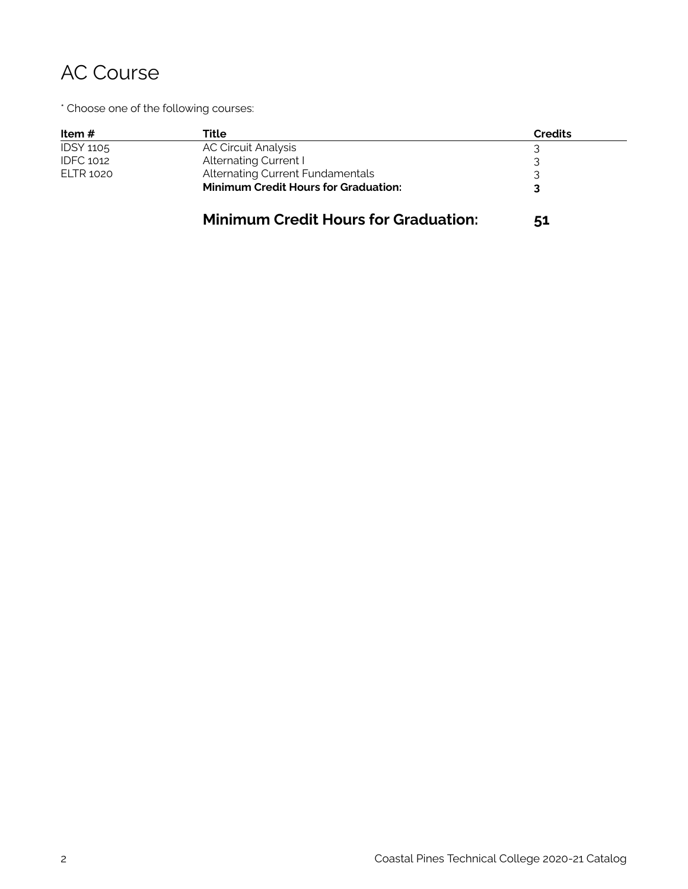# AC Course

* Choose one of the following courses:

| Item # | Title | Credits |
|---|---|---|
| IDSY 1105 | AC Circuit Analysis | 3 |
| IDFC 1012 | Alternating Current I | 3 |
| ELTR 1020 | Alternating Current Fundamentals | 3 |
| | **Minimum Credit Hours for Graduation:** | **3** |

## Minimum Credit Hours for Graduation: 51